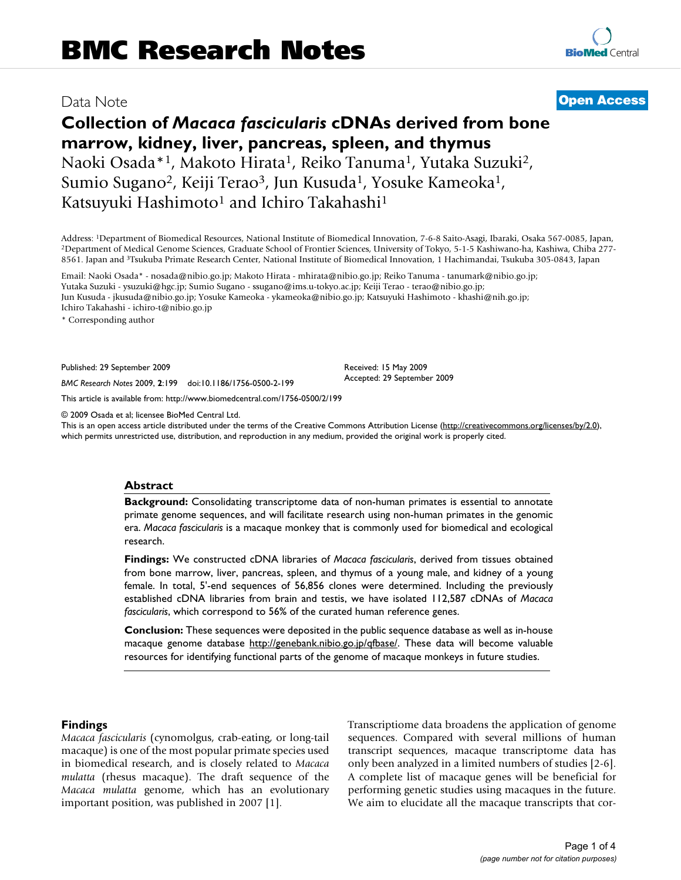BMC Research Notes

Data Note

Open Access

# Collection of *Macaca fascicularis* cDNAs derived from bone marrow, kidney, liver, pancreas, spleen, and thymus

Naoki Osada*[1], Makoto Hirata[1], Reiko Tanuma[1], Yutaka Suzuki[2], Sumio Sugano[2], Keiji Terao[3], Jun Kusuda[1], Yosuke Kameoka[1], Katsuyuki Hashimoto[1] and Ichiro Takahashi[1]

Address: [1]Department of Biomedical Resources, National Institute of Biomedical Innovation, 7-6-8 Saito-Asagi, Ibaraki, Osaka 567-0085, Japan, [2]Department of Medical Genome Sciences, Graduate School of Frontier Sciences, University of Tokyo, 5-1-5 Kashiwano-ha, Kashiwa, Chiba 277-8561. Japan and [3]Tsukuba Primate Research Center, National Institute of Biomedical Innovation, 1 Hachimandai, Tsukuba 305-0843, Japan

Email: Naoki Osada* - nosada@nibio.go.jp; Makoto Hirata - mhirata@nibio.go.jp; Reiko Tanuma - tanumark@nibio.go.jp; Yutaka Suzuki - ysuzuki@hgc.jp; Sumio Sugano - ssugano@ims.u-tokyo.ac.jp; Keiji Terao - terao@nibio.go.jp; Jun Kusuda - jkusuda@nibio.go.jp; Yosuke Kameoka - ykameoka@nibio.go.jp; Katsuyuki Hashimoto - khashi@nih.go.jp; Ichiro Takahashi - ichiro-t@nibio.go.jp

\* Corresponding author

Published: 29 September 2009

*BMC Research Notes* 2009, **2**:199 doi:10.1186/1756-0500-2-199

Received: 15 May 2009
Accepted: 29 September 2009

This article is available from: http://www.biomedcentral.com/1756-0500/2/199

© 2009 Osada et al; licensee BioMed Central Ltd.
This is an open access article distributed under the terms of the Creative Commons Attribution License (http://creativecommons.org/licenses/by/2.0), which permits unrestricted use, distribution, and reproduction in any medium, provided the original work is properly cited.

## Abstract

**Background:** Consolidating transcriptome data of non-human primates is essential to annotate primate genome sequences, and will facilitate research using non-human primates in the genomic era. *Macaca fascicularis* is a macaque monkey that is commonly used for biomedical and ecological research.

**Findings:** We constructed cDNA libraries of *Macaca fascicularis*, derived from tissues obtained from bone marrow, liver, pancreas, spleen, and thymus of a young male, and kidney of a young female. In total, 5'-end sequences of 56,856 clones were determined. Including the previously established cDNA libraries from brain and testis, we have isolated 112,587 cDNAs of *Macaca fascicularis*, which correspond to 56% of the curated human reference genes.

**Conclusion:** These sequences were deposited in the public sequence database as well as in-house macaque genome database http://genebank.nibio.go.jp/qfbase/. These data will become valuable resources for identifying functional parts of the genome of macaque monkeys in future studies.

## Findings

*Macaca fascicularis* (cynomolgus, crab-eating, or long-tail macaque) is one of the most popular primate species used in biomedical research, and is closely related to *Macaca mulatta* (rhesus macaque). The draft sequence of the *Macaca mulatta* genome, which has an evolutionary important position, was published in 2007 [1].

Transcriptiome data broadens the application of genome sequences. Compared with several millions of human transcript sequences, macaque transcriptome data has only been analyzed in a limited numbers of studies [2-6]. A complete list of macaque genes will be beneficial for performing genetic studies using macaques in the future. We aim to elucidate all the macaque transcripts that cor-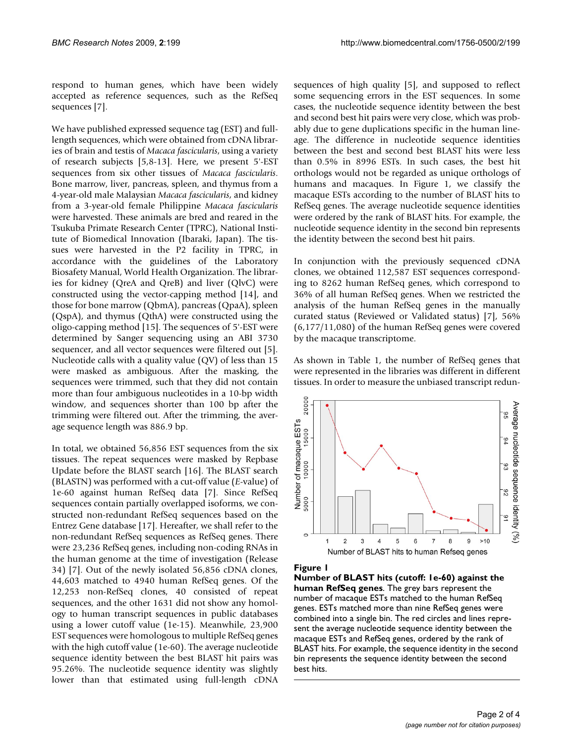respond to human genes, which have been widely accepted as reference sequences, such as the RefSeq sequences [7].

We have published expressed sequence tag (EST) and full-length sequences, which were obtained from cDNA libraries of brain and testis of *Macaca fascicularis*, using a variety of research subjects [5,8-13]. Here, we present 5'-EST sequences from six other tissues of *Macaca fascicularis*. Bone marrow, liver, pancreas, spleen, and thymus from a 4-year-old male Malaysian *Macaca fascicularis*, and kidney from a 3-year-old female Philippine *Macaca fascicularis* were harvested. These animals are bred and reared in the Tsukuba Primate Research Center (TPRC), National Institute of Biomedical Innovation (Ibaraki, Japan). The tissues were harvested in the P2 facility in TPRC, in accordance with the guidelines of the Laboratory Biosafety Manual, World Health Organization. The libraries for kidney (QreA and QreB) and liver (QlvC) were constructed using the vector-capping method [14], and those for bone marrow (QbmA), pancreas (QpaA), spleen (QspA), and thymus (QthA) were constructed using the oligo-capping method [15]. The sequences of 5'-EST were determined by Sanger sequencing using an ABI 3730 sequencer, and all vector sequences were filtered out [5]. Nucleotide calls with a quality value (QV) of less than 15 were masked as ambiguous. After the masking, the sequences were trimmed, such that they did not contain more than four ambiguous nucleotides in a 10-bp width window, and sequences shorter than 100 bp after the trimming were filtered out. After the trimming, the average sequence length was 886.9 bp.

In total, we obtained 56,856 EST sequences from the six tissues. The repeat sequences were masked by Repbase Update before the BLAST search [16]. The BLAST search (BLASTN) was performed with a cut-off value (*E*-value) of 1e-60 against human RefSeq data [7]. Since RefSeq sequences contain partially overlapped isoforms, we constructed non-redundant RefSeq sequences based on the Entrez Gene database [17]. Hereafter, we shall refer to the non-redundant RefSeq sequences as RefSeq genes. There were 23,236 RefSeq genes, including non-coding RNAs in the human genome at the time of investigation (Release 34) [7]. Out of the newly isolated 56,856 cDNA clones, 44,603 matched to 4940 human RefSeq genes. Of the 12,253 non-RefSeq clones, 40 consisted of repeat sequences, and the other 1631 did not show any homology to human transcript sequences in public databases using a lower cutoff value (1e-15). Meanwhile, 23,900 EST sequences were homologous to multiple RefSeq genes with the high cutoff value (1e-60). The average nucleotide sequence identity between the best BLAST hit pairs was 95.26%. The nucleotide sequence identity was slightly lower than that estimated using full-length cDNA sequences of high quality [5], and supposed to reflect some sequencing errors in the EST sequences. In some cases, the nucleotide sequence identity between the best and second best hit pairs were very close, which was probably due to gene duplications specific in the human lineage. The difference in nucleotide sequence identities between the best and second best BLAST hits were less than 0.5% in 8996 ESTs. In such cases, the best hit orthologs would not be regarded as unique orthologs of humans and macaques. In Figure 1, we classify the macaque ESTs according to the number of BLAST hits to RefSeq genes. The average nucleotide sequence identities were ordered by the rank of BLAST hits. For example, the nucleotide sequence identity in the second bin represents the identity between the second best hit pairs.

In conjunction with the previously sequenced cDNA clones, we obtained 112,587 EST sequences corresponding to 8262 human RefSeq genes, which correspond to 36% of all human RefSeq genes. When we restricted the analysis of the human RefSeq genes in the manually curated status (Reviewed or Validated status) [7], 56% (6,177/11,080) of the human RefSeq genes were covered by the macaque transcriptome.

As shown in Table 1, the number of RefSeq genes that were represented in the libraries was different in different tissues. In order to measure the unbiased transcript redun-

**Figure 1**
**Number of BLAST hits (cutoff: 1e-60) against the human RefSeq genes**. The grey bars represent the number of macaque ESTs matched to the human RefSeq genes. ESTs matched more than nine RefSeq genes were combined into a single bin. The red circles and lines represent the average nucleotide sequence identity between the macaque ESTs and RefSeq genes, ordered by the rank of BLAST hits. For example, the sequence identity in the second bin represents the sequence identity between the second best hits.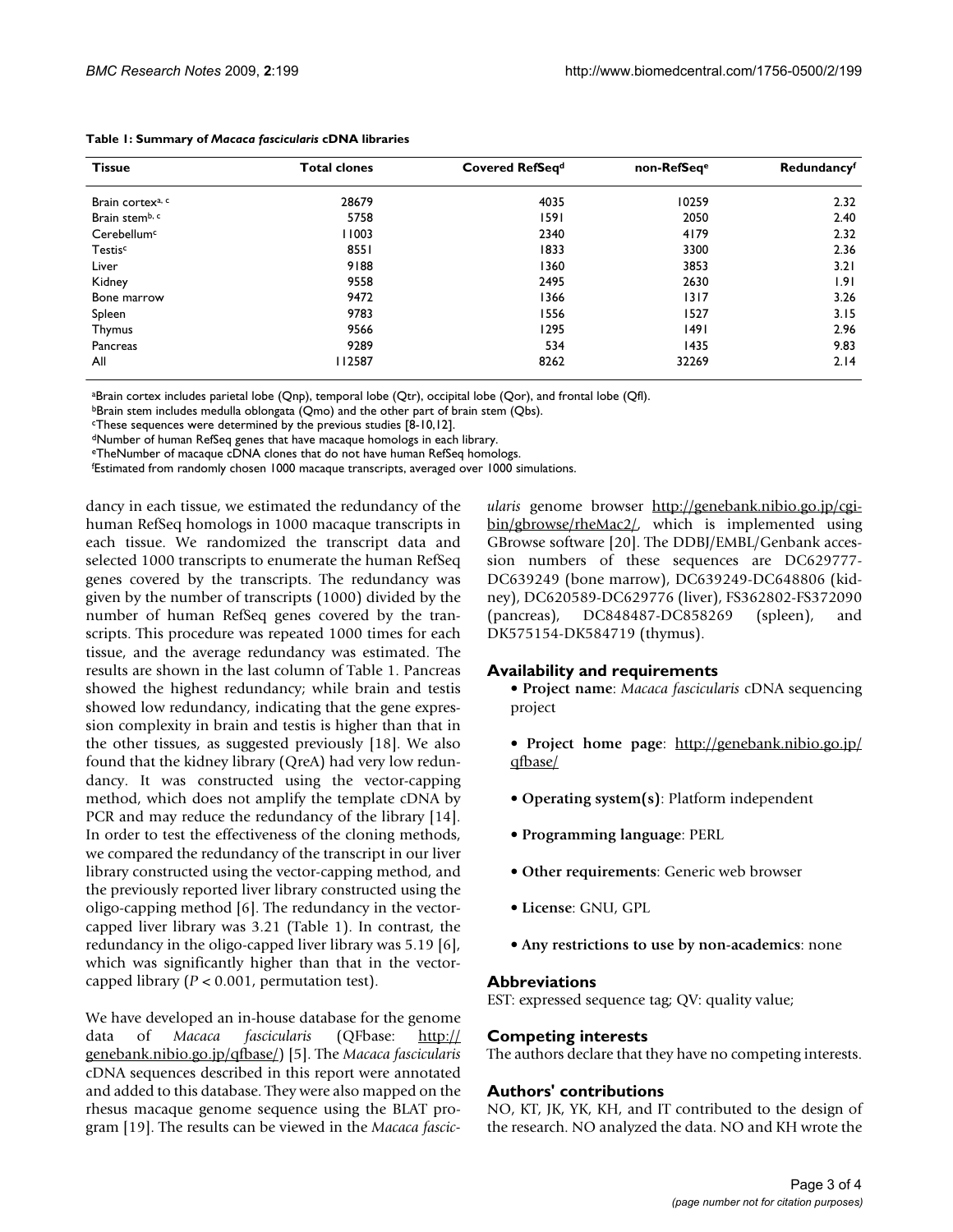**Table 1: Summary of *Macaca fascicularis* cDNA libraries**

| Tissue | Total clones | Covered RefSeq[d] | non-RefSeq[e] | Redundancy[f] |
|---|---|---|---|---|
| Brain cortex[a, c] | 28679 | 4035 | 10259 | 2.32 |
| Brain stem[b, c] | 5758 | 1591 | 2050 | 2.40 |
| Cerebellum[c] | 11003 | 2340 | 4179 | 2.32 |
| Testis[c] | 8551 | 1833 | 3300 | 2.36 |
| Liver | 9188 | 1360 | 3853 | 3.21 |
| Kidney | 9558 | 2495 | 2630 | 1.91 |
| Bone marrow | 9472 | 1366 | 1317 | 3.26 |
| Spleen | 9783 | 1556 | 1527 | 3.15 |
| Thymus | 9566 | 1295 | 1491 | 2.96 |
| Pancreas | 9289 | 534 | 1435 | 9.83 |
| All | 112587 | 8262 | 32269 | 2.14 |

[a]Brain cortex includes parietal lobe (Qnp), temporal lobe (Qtr), occipital lobe (Qor), and frontal lobe (Qfl).
[b]Brain stem includes medulla oblongata (Qmo) and the other part of brain stem (Qbs).
[c]These sequences were determined by the previous studies [8-10,12].
[d]Number of human RefSeq genes that have macaque homologs in each library.
[e]TheNumber of macaque cDNA clones that do not have human RefSeq homologs.
[f]Estimated from randomly chosen 1000 macaque transcripts, averaged over 1000 simulations.

dancy in each tissue, we estimated the redundancy of the human RefSeq homologs in 1000 macaque transcripts in each tissue. We randomized the transcript data and selected 1000 transcripts to enumerate the human RefSeq genes covered by the transcripts. The redundancy was given by the number of transcripts (1000) divided by the number of human RefSeq genes covered by the transcripts. This procedure was repeated 1000 times for each tissue, and the average redundancy was estimated. The results are shown in the last column of Table 1. Pancreas showed the highest redundancy; while brain and testis showed low redundancy, indicating that the gene expression complexity in brain and testis is higher than that in the other tissues, as suggested previously [18]. We also found that the kidney library (QreA) had very low redundancy. It was constructed using the vector-capping method, which does not amplify the template cDNA by PCR and may reduce the redundancy of the library [14]. In order to test the effectiveness of the cloning methods, we compared the redundancy of the transcript in our liver library constructed using the vector-capping method, and the previously reported liver library constructed using the oligo-capping method [6]. The redundancy in the vector-capped liver library was 3.21 (Table 1). In contrast, the redundancy in the oligo-capped liver library was 5.19 [6], which was significantly higher than that in the vector-capped library ($P < 0.001$, permutation test).

We have developed an in-house database for the genome data of *Macaca fascicularis* (QFbase: http://genebank.nibio.go.jp/qfbase/) [5]. The *Macaca fascicularis* cDNA sequences described in this report were annotated and added to this database. They were also mapped on the rhesus macaque genome sequence using the BLAT program [19]. The results can be viewed in the *Macaca fascicularis* genome browser http://genebank.nibio.go.jp/cgi-bin/gbrowse/rheMac2/, which is implemented using GBrowse software [20]. The DDBJ/EMBL/Genbank accession numbers of these sequences are DC629777-DC639249 (bone marrow), DC639249-DC648806 (kidney), DC620589-DC629776 (liver), FS362802-FS372090 (pancreas), DC848487-DC858269 (spleen), and DK575154-DK584719 (thymus).

## Availability and requirements

- **Project name**: *Macaca fascicularis* cDNA sequencing project
- **Project home page**: http://genebank.nibio.go.jp/qfbase/
- **Operating system(s)**: Platform independent
- **Programming language**: PERL
- **Other requirements**: Generic web browser
- **License**: GNU, GPL
- **Any restrictions to use by non-academics**: none

## Abbreviations

EST: expressed sequence tag; QV: quality value;

## Competing interests

The authors declare that they have no competing interests.

## Authors' contributions

NO, KT, JK, YK, KH, and IT contributed to the design of the research. NO analyzed the data. NO and KH wrote the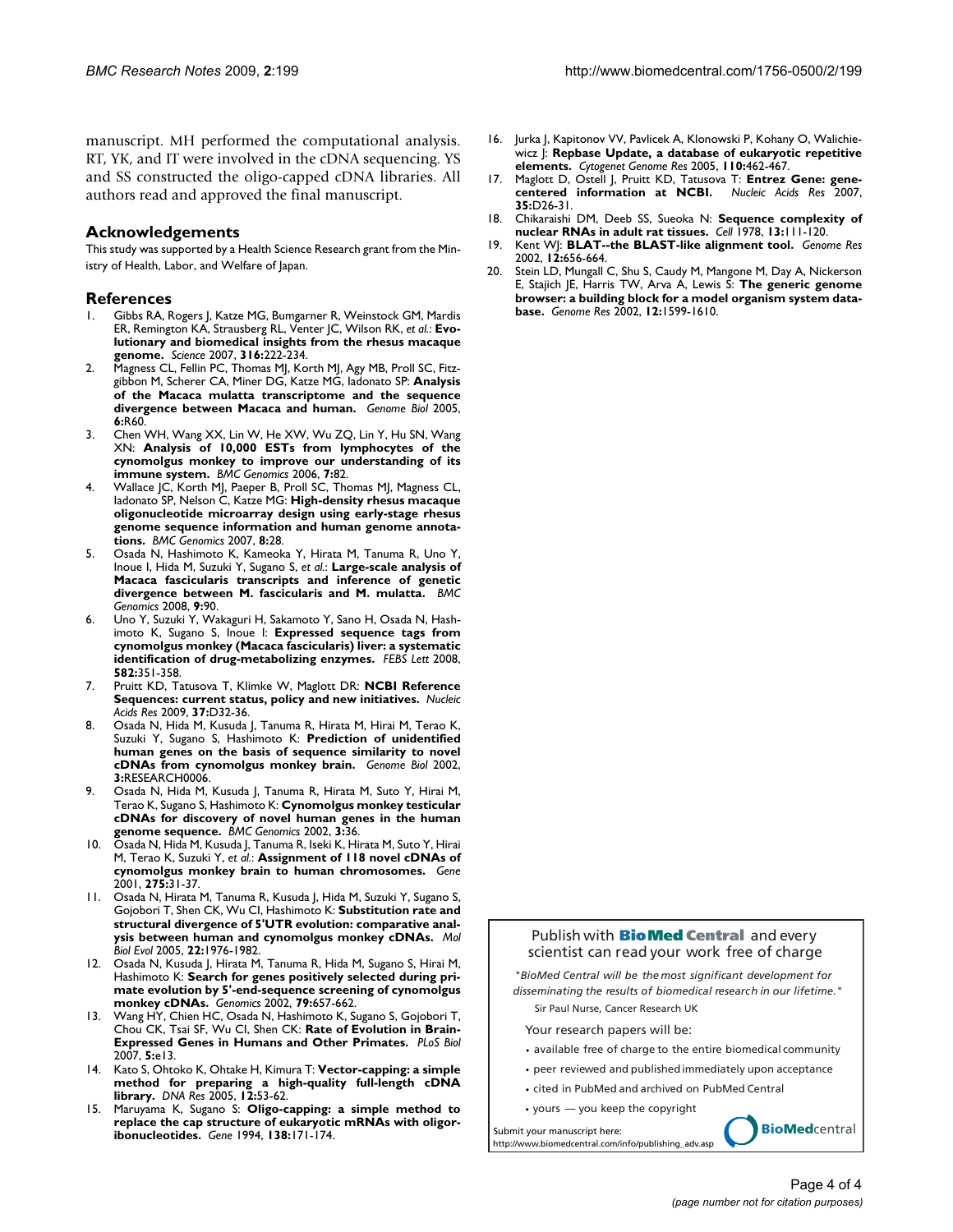manuscript. MH performed the computational analysis. RT, YK, and IT were involved in the cDNA sequencing. YS and SS constructed the oligo-capped cDNA libraries. All authors read and approved the final manuscript.

## Acknowledgements

This study was supported by a Health Science Research grant from the Ministry of Health, Labor, and Welfare of Japan.

## References

1. Gibbs RA, Rogers J, Katze MG, Bumgarner R, Weinstock GM, Mardis ER, Remington KA, Strausberg RL, Venter JC, Wilson RK, *et al.*: **Evolutionary and biomedical insights from the rhesus macaque genome.** *Science* 2007, **316:**222-234.
2. Magness CL, Fellin PC, Thomas MJ, Korth MJ, Agy MB, Proll SC, Fitzgibbon M, Scherer CA, Miner DG, Katze MG, Iadonato SP: **Analysis of the Macaca mulatta transcriptome and the sequence divergence between Macaca and human.** *Genome Biol* 2005, **6:**R60.
3. Chen WH, Wang XX, Lin W, He XW, Wu ZQ, Lin Y, Hu SN, Wang XN: **Analysis of 10,000 ESTs from lymphocytes of the cynomolgus monkey to improve our understanding of its immune system.** *BMC Genomics* 2006, **7:**82.
4. Wallace JC, Korth MJ, Paeper B, Proll SC, Thomas MJ, Magness CL, Iadonato SP, Nelson C, Katze MG: **High-density rhesus macaque oligonucleotide microarray design using early-stage rhesus genome sequence information and human genome annotations.** *BMC Genomics* 2007, **8:**28.
5. Osada N, Hashimoto K, Kameoka Y, Hirata M, Tanuma R, Uno Y, Inoue I, Hida M, Suzuki Y, Sugano S, *et al.*: **Large-scale analysis of Macaca fascicularis transcripts and inference of genetic divergence between M. fascicularis and M. mulatta.** *BMC Genomics* 2008, **9:**90.
6. Uno Y, Suzuki Y, Wakaguri H, Sakamoto Y, Sano H, Osada N, Hashimoto K, Sugano S, Inoue I: **Expressed sequence tags from cynomolgus monkey (Macaca fascicularis) liver: a systematic identification of drug-metabolizing enzymes.** *FEBS Lett* 2008, **582:**351-358.
7. Pruitt KD, Tatusova T, Klimke W, Maglott DR: **NCBI Reference Sequences: current status, policy and new initiatives.** *Nucleic Acids Res* 2009, **37:**D32-36.
8. Osada N, Hida M, Kusuda J, Tanuma R, Hirata M, Hirai M, Terao K, Suzuki Y, Sugano S, Hashimoto K: **Prediction of unidentified human genes on the basis of sequence similarity to novel cDNAs from cynomolgus monkey brain.** *Genome Biol* 2002, **3:**RESEARCH0006.
9. Osada N, Hida M, Kusuda J, Tanuma R, Hirata M, Suto Y, Hirai M, Terao K, Sugano S, Hashimoto K: **Cynomolgus monkey testicular cDNAs for discovery of novel human genes in the human genome sequence.** *BMC Genomics* 2002, **3:**36.
10. Osada N, Hida M, Kusuda J, Tanuma R, Iseki K, Hirata M, Suto Y, Hirai M, Terao K, Suzuki Y, *et al.*: **Assignment of 118 novel cDNAs of cynomolgus monkey brain to human chromosomes.** *Gene* 2001, **275:**31-37.
11. Osada N, Hirata M, Tanuma R, Kusuda J, Hida M, Suzuki Y, Sugano S, Gojobori T, Shen CK, Wu CI, Hashimoto K: **Substitution rate and structural divergence of 5'UTR evolution: comparative analysis between human and cynomolgus monkey cDNAs.** *Mol Biol Evol* 2005, **22:**1976-1982.
12. Osada N, Kusuda J, Hirata M, Tanuma R, Hida M, Sugano S, Hirai M, Hashimoto K: **Search for genes positively selected during primate evolution by 5'-end-sequence screening of cynomolgus monkey cDNAs.** *Genomics* 2002, **79:**657-662.
13. Wang HY, Chien HC, Osada N, Hashimoto K, Sugano S, Gojobori T, Chou CK, Tsai SF, Wu CI, Shen CK: **Rate of Evolution in Brain-Expressed Genes in Humans and Other Primates.** *PLoS Biol* 2007, **5:**e13.
14. Kato S, Ohtoko K, Ohtake H, Kimura T: **Vector-capping: a simple method for preparing a high-quality full-length cDNA library.** *DNA Res* 2005, **12:**53-62.
15. Maruyama K, Sugano S: **Oligo-capping: a simple method to replace the cap structure of eukaryotic mRNAs with oligoribonucleotides.** *Gene* 1994, **138:**171-174.
16. Jurka J, Kapitonov VV, Pavlicek A, Klonowski P, Kohany O, Walichiewicz J: **Repbase Update, a database of eukaryotic repetitive elements.** *Cytogenet Genome Res* 2005, **110:**462-467.
17. Maglott D, Ostell J, Pruitt KD, Tatusova T: **Entrez Gene: gene-centered information at NCBI.** *Nucleic Acids Res* 2007, **35:**D26-31.
18. Chikaraishi DM, Deeb SS, Sueoka N: **Sequence complexity of nuclear RNAs in adult rat tissues.** *Cell* 1978, **13:**111-120.
19. Kent WJ: **BLAT--the BLAST-like alignment tool.** *Genome Res* 2002, **12:**656-664.
20. Stein LD, Mungall C, Shu S, Caudy M, Mangone M, Day A, Nickerson E, Stajich JE, Harris TW, Arva A, Lewis S: **The generic genome browser: a building block for a model organism system database.** *Genome Res* 2002, **12:**1599-1610.

Publish with **BioMed Central** and every scientist can read your work free of charge

*"BioMed Central will be the most significant development for disseminating the results of biomedical research in our lifetime."*
Sir Paul Nurse, Cancer Research UK

Your research papers will be:

- available free of charge to the entire biomedical community
- peer reviewed and published immediately upon acceptance
- cited in PubMed and archived on PubMed Central
- yours — you keep the copyright

Submit your manuscript here:
http://www.biomedcentral.com/info/publishing_adv.asp

BioMedcentral